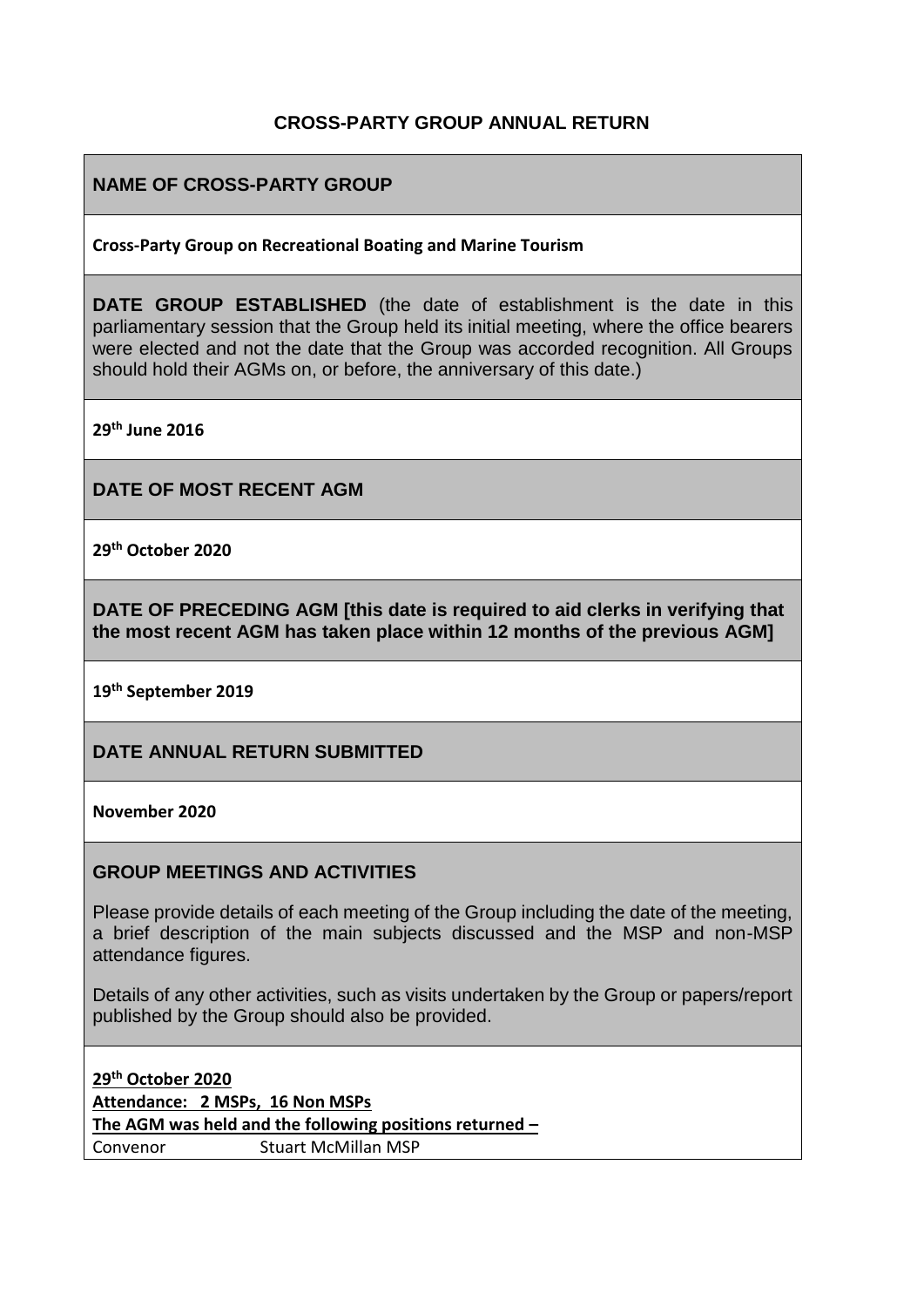# CROSS-PARTY GROUP ANNUAL RETURN

## NAME OF CROSS-PARTY GROUP

**Cross-Party Group on Recreational Boating and Marine Tourism**

## DATE GROUP ESTABLISHED

(the date of establishment is the date in this parliamentary session that the Group held its initial meeting, where the office bearers were elected and not the date that the Group was accorded recognition. All Groups should hold their AGMs on, or before, the anniversary of this date.)

**29th June 2016**

## DATE OF MOST RECENT AGM

**29th October 2020**

## DATE OF PRECEDING AGM [this date is required to aid clerks in verifying that the most recent AGM has taken place within 12 months of the previous AGM]

**19th September 2019**

## DATE ANNUAL RETURN SUBMITTED

**November 2020**

## GROUP MEETINGS AND ACTIVITIES

Please provide details of each meeting of the Group including the date of the meeting, a brief description of the main subjects discussed and the MSP and non-MSP attendance figures.

Details of any other activities, such as visits undertaken by the Group or papers/report published by the Group should also be provided.

**29th October 2020**

**Attendance: 2 MSPs, 16 Non MSPs**

**The AGM was held and the following positions returned –**

Convenor Stuart McMillan MSP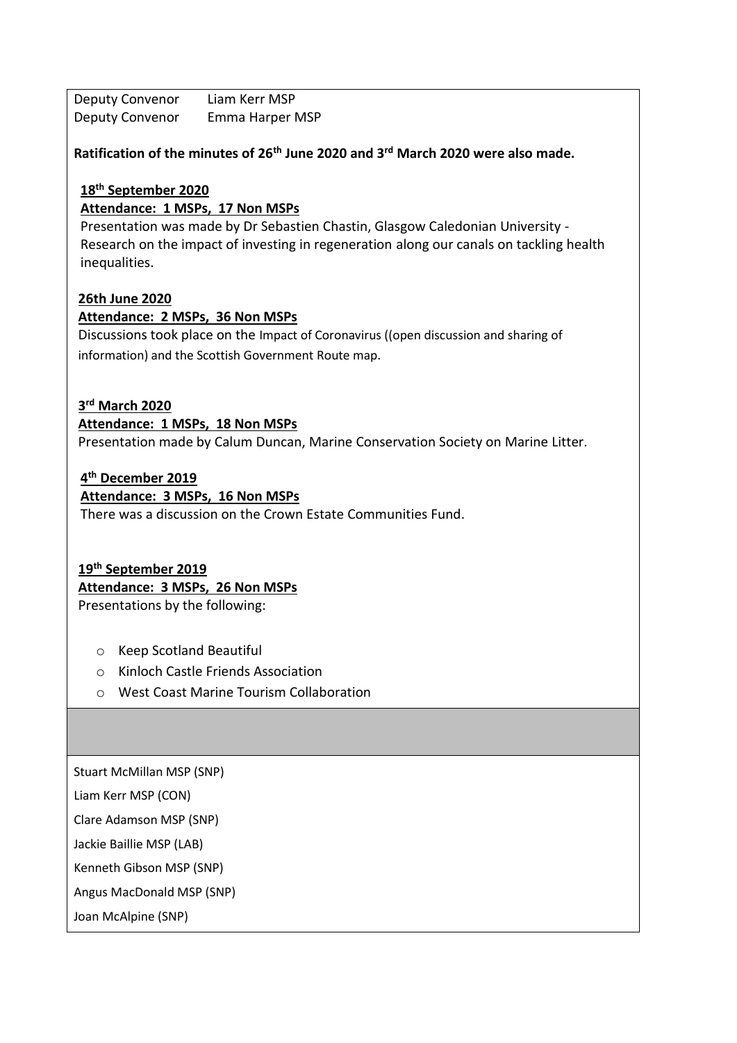Deputy Convenor Liam Kerr MSP
Deputy Convenor Emma Harper MSP

**Ratification of the minutes of 26th June 2020 and 3rd March 2020 were also made.**

**18th September 2020**
**Attendance: 1 MSPs, 17 Non MSPs**
Presentation was made by Dr Sebastien Chastin, Glasgow Caledonian University - Research on the impact of investing in regeneration along our canals on tackling health inequalities.

**26th June 2020**
**Attendance: 2 MSPs, 36 Non MSPs**
Discussions took place on the Impact of Coronavirus ((open discussion and sharing of information) and the Scottish Government Route map.

**3rd March 2020**
**Attendance: 1 MSPs, 18 Non MSPs**
Presentation made by Calum Duncan, Marine Conservation Society on Marine Litter.

**4th December 2019**
**Attendance: 3 MSPs, 16 Non MSPs**
There was a discussion on the Crown Estate Communities Fund.

**19th September 2019**
**Attendance: 3 MSPs, 26 Non MSPs**
Presentations by the following:

- Keep Scotland Beautiful
- Kinloch Castle Friends Association
- West Coast Marine Tourism Collaboration

Stuart McMillan MSP (SNP)

Liam Kerr MSP (CON)

Clare Adamson MSP (SNP)

Jackie Baillie MSP (LAB)

Kenneth Gibson MSP (SNP)

Angus MacDonald MSP (SNP)

Joan McAlpine (SNP)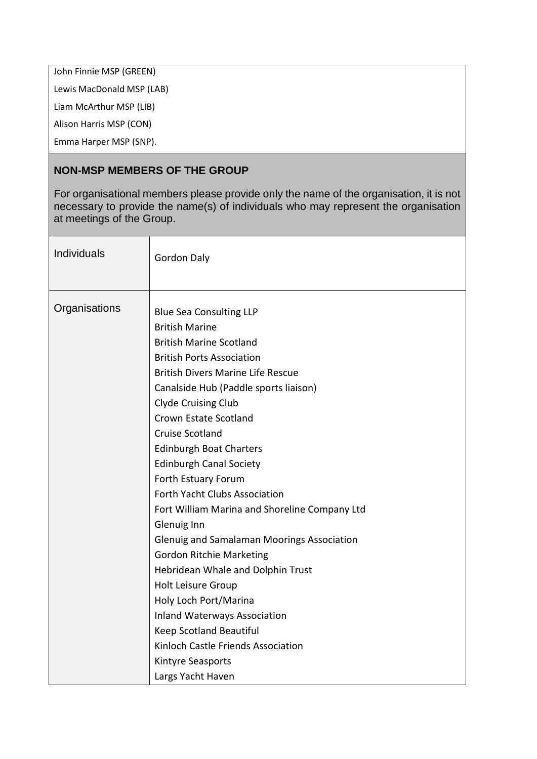John Finnie MSP (GREEN)

Lewis MacDonald MSP (LAB)

Liam McArthur MSP (LIB)

Alison Harris MSP (CON)

Emma Harper MSP (SNP).

## NON-MSP MEMBERS OF THE GROUP

For organisational members please provide only the name of the organisation, it is not necessary to provide the name(s) of individuals who may represent the organisation at meetings of the Group.

| | |
|---|---|
| Individuals | Gordon Daly |
| Organisations | Blue Sea Consulting LLP<br>British Marine<br>British Marine Scotland<br>British Ports Association<br>British Divers Marine Life Rescue<br>Canalside Hub (Paddle sports liaison)<br>Clyde Cruising Club<br>Crown Estate Scotland<br>Cruise Scotland<br>Edinburgh Boat Charters<br>Edinburgh Canal Society<br>Forth Estuary Forum<br>Forth Yacht Clubs Association<br>Fort William Marina and Shoreline Company Ltd<br>Glenuig Inn<br>Glenuig and Samalaman Moorings Association<br>Gordon Ritchie Marketing<br>Hebridean Whale and Dolphin Trust<br>Holt Leisure Group<br>Holy Loch Port/Marina<br>Inland Waterways Association<br>Keep Scotland Beautiful<br>Kinloch Castle Friends Association<br>Kintyre Seasports<br>Largs Yacht Haven |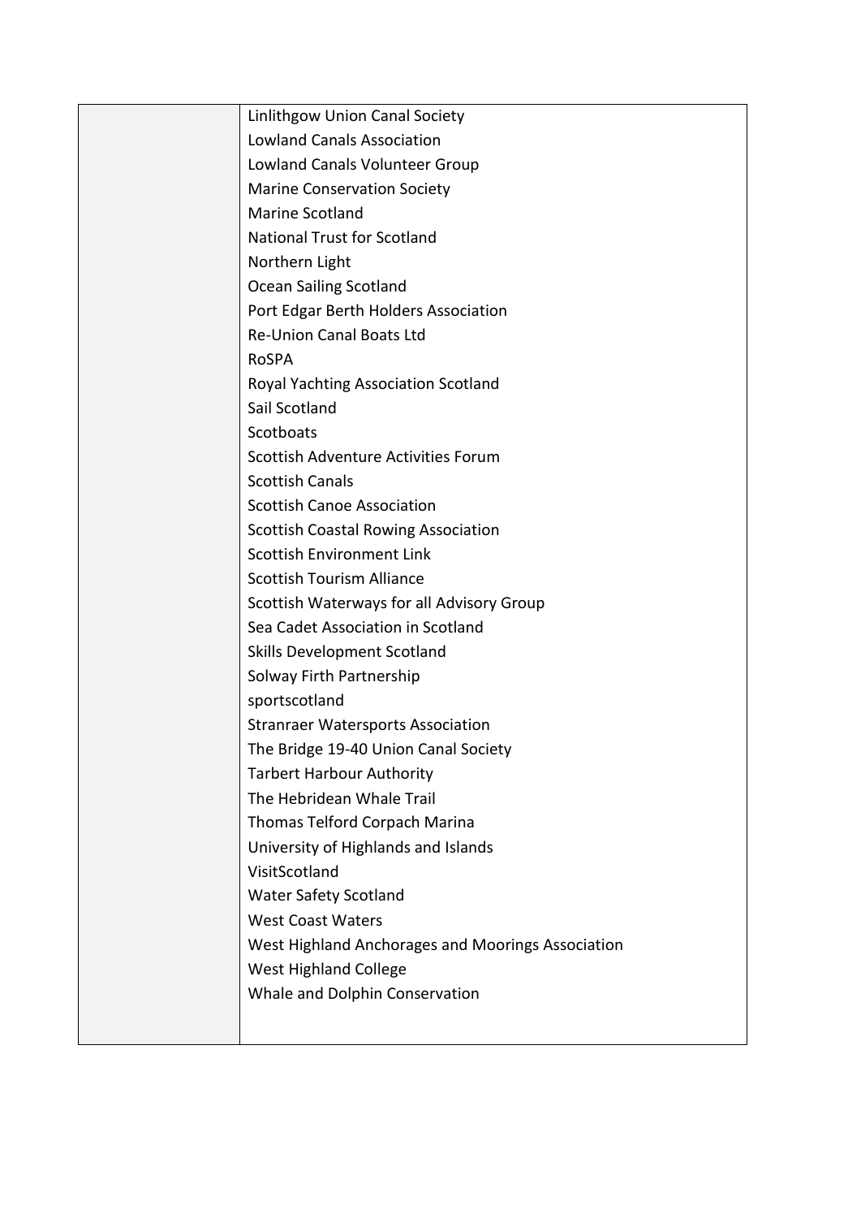| | |
|---|---|
| | Linlithgow Union Canal Society<br>Lowland Canals Association<br>Lowland Canals Volunteer Group<br>Marine Conservation Society<br>Marine Scotland<br>National Trust for Scotland<br>Northern Light<br>Ocean Sailing Scotland<br>Port Edgar Berth Holders Association<br>Re-Union Canal Boats Ltd<br>RoSPA<br>Royal Yachting Association Scotland<br>Sail Scotland<br>Scotboats<br>Scottish Adventure Activities Forum<br>Scottish Canals<br>Scottish Canoe Association<br>Scottish Coastal Rowing Association<br>Scottish Environment Link<br>Scottish Tourism Alliance<br>Scottish Waterways for all Advisory Group<br>Sea Cadet Association in Scotland<br>Skills Development Scotland<br>Solway Firth Partnership<br>sportscotland<br>Stranraer Watersports Association<br>The Bridge 19-40 Union Canal Society<br>Tarbert Harbour Authority<br>The Hebridean Whale Trail<br>Thomas Telford Corpach Marina<br>University of Highlands and Islands<br>VisitScotland<br>Water Safety Scotland<br>West Coast Waters<br>West Highland Anchorages and Moorings Association<br>West Highland College<br>Whale and Dolphin Conservation |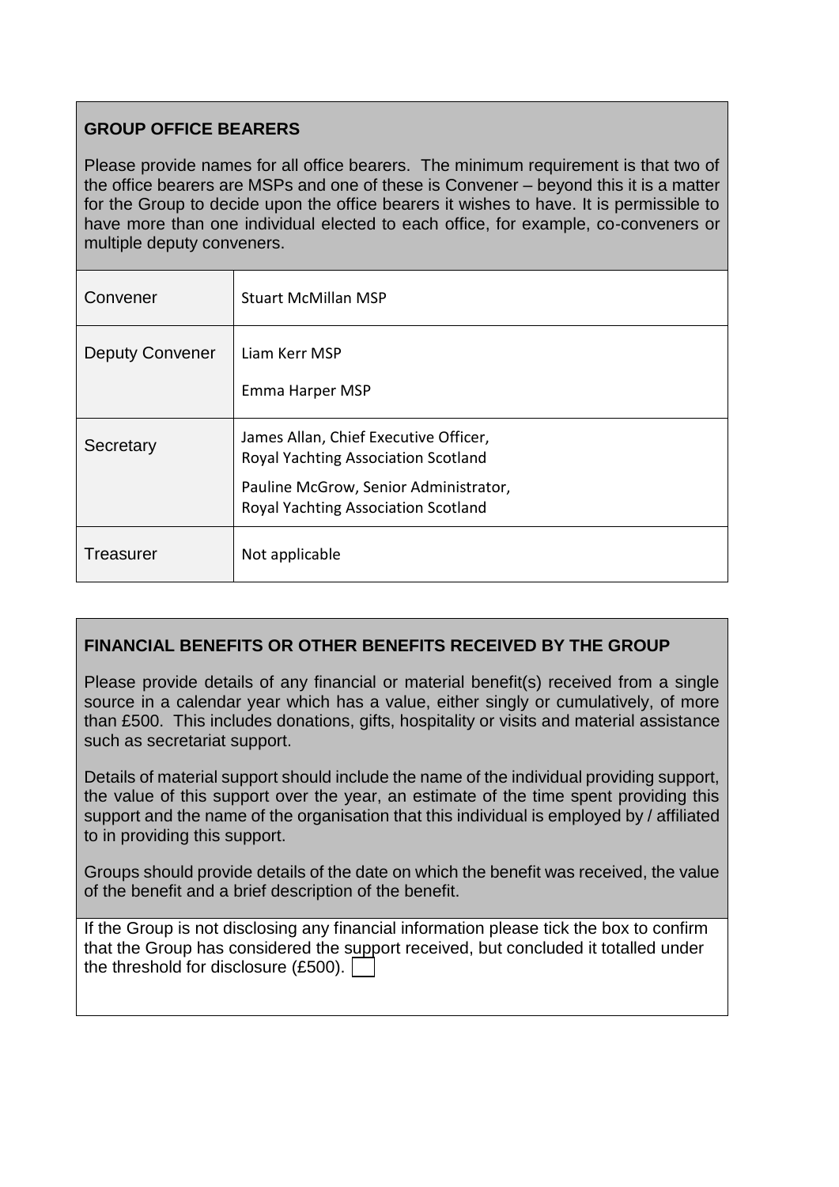## GROUP OFFICE BEARERS

Please provide names for all office bearers. The minimum requirement is that two of the office bearers are MSPs and one of these is Convener – beyond this it is a matter for the Group to decide upon the office bearers it wishes to have. It is permissible to have more than one individual elected to each office, for example, co-conveners or multiple deputy conveners.

| | |
|---|---|
| Convener | Stuart McMillan MSP |
| Deputy Convener | Liam Kerr MSP<br><br>Emma Harper MSP |
| Secretary | James Allan, Chief Executive Officer, Royal Yachting Association Scotland<br><br>Pauline McGrow, Senior Administrator, Royal Yachting Association Scotland |
| Treasurer | Not applicable |

## FINANCIAL BENEFITS OR OTHER BENEFITS RECEIVED BY THE GROUP

Please provide details of any financial or material benefit(s) received from a single source in a calendar year which has a value, either singly or cumulatively, of more than £500. This includes donations, gifts, hospitality or visits and material assistance such as secretariat support.

Details of material support should include the name of the individual providing support, the value of this support over the year, an estimate of the time spent providing this support and the name of the organisation that this individual is employed by / affiliated to in providing this support.

Groups should provide details of the date on which the benefit was received, the value of the benefit and a brief description of the benefit.

If the Group is not disclosing any financial information please tick the box to confirm that the Group has considered the support received, but concluded it totalled under the threshold for disclosure (£500). ☐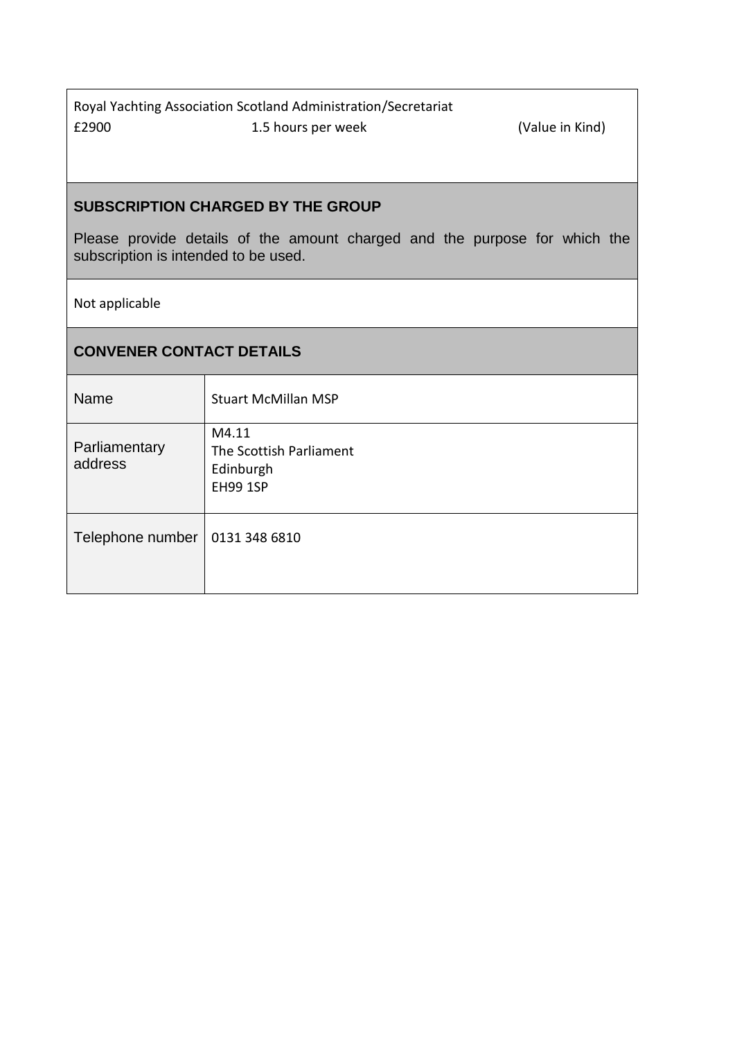Royal Yachting Association Scotland Administration/Secretariat
£2900 1.5 hours per week (Value in Kind)

## SUBSCRIPTION CHARGED BY THE GROUP

Please provide details of the amount charged and the purpose for which the subscription is intended to be used.

Not applicable

## CONVENER CONTACT DETAILS

| | |
|---|---|
| Name | Stuart McMillan MSP |
| Parliamentary address | M4.11<br>The Scottish Parliament<br>Edinburgh<br>EH99 1SP |
| Telephone number | 0131 348 6810 |